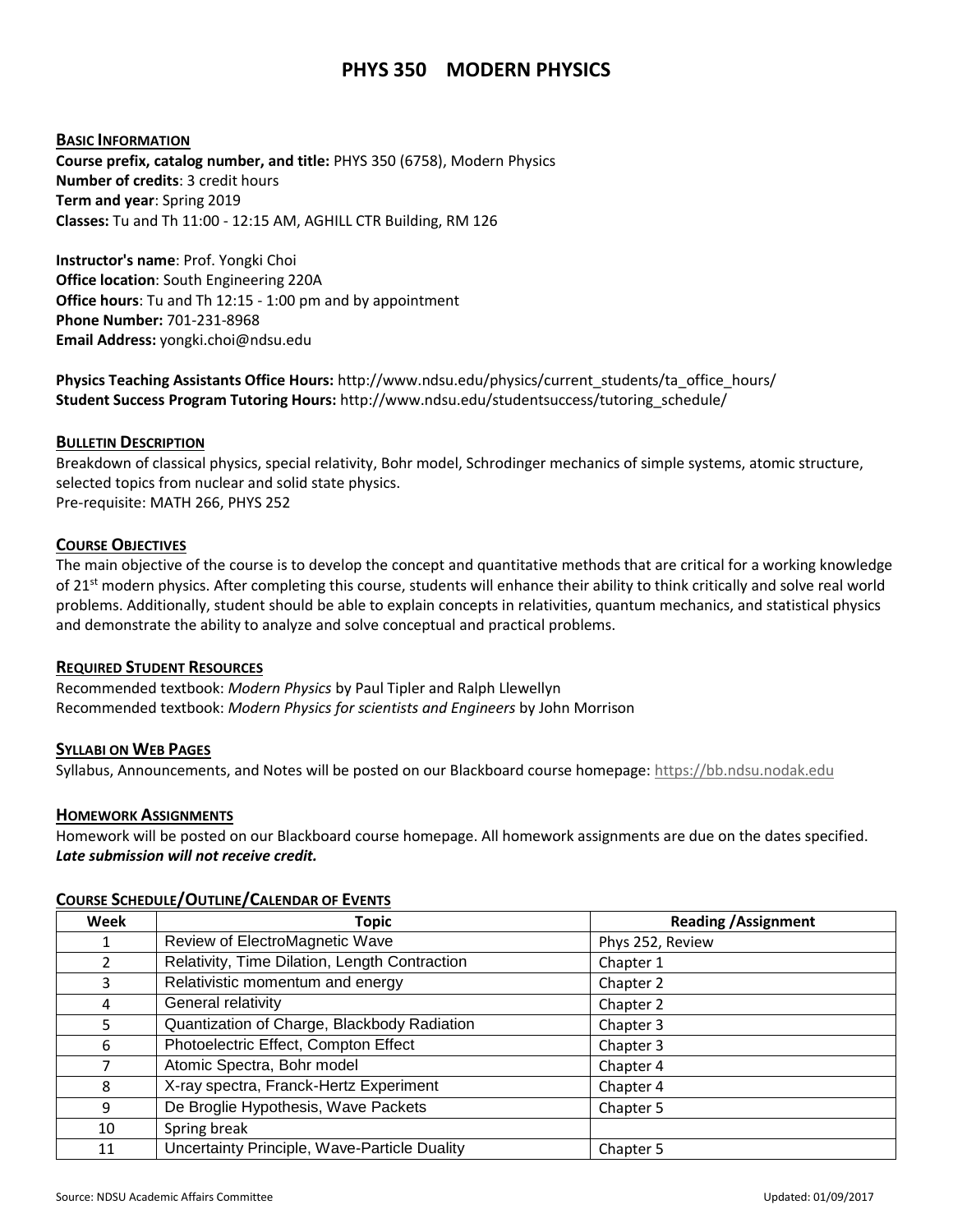# PHYS 350 MODERN PHYSICS

## BASIC INFORMATION

**Course prefix, catalog number, and title:** PHYS 350 (6758), Modern Physics
**Number of credits**: 3 credit hours
**Term and year**: Spring 2019
**Classes:** Tu and Th 11:00 - 12:15 AM, AGHILL CTR Building, RM 126

**Instructor's name**: Prof. Yongki Choi
**Office location**: South Engineering 220A
**Office hours**: Tu and Th 12:15 - 1:00 pm and by appointment
**Phone Number:** 701-231-8968
**Email Address:** yongki.choi@ndsu.edu

**Physics Teaching Assistants Office Hours:** http://www.ndsu.edu/physics/current_students/ta_office_hours/
**Student Success Program Tutoring Hours:** http://www.ndsu.edu/studentsuccess/tutoring_schedule/

## BULLETIN DESCRIPTION

Breakdown of classical physics, special relativity, Bohr model, Schrodinger mechanics of simple systems, atomic structure, selected topics from nuclear and solid state physics.
Pre-requisite: MATH 266, PHYS 252

## COURSE OBJECTIVES

The main objective of the course is to develop the concept and quantitative methods that are critical for a working knowledge of 21st modern physics. After completing this course, students will enhance their ability to think critically and solve real world problems. Additionally, student should be able to explain concepts in relativities, quantum mechanics, and statistical physics and demonstrate the ability to analyze and solve conceptual and practical problems.

## REQUIRED STUDENT RESOURCES

Recommended textbook: *Modern Physics* by Paul Tipler and Ralph Llewellyn
Recommended textbook: *Modern Physics for scientists and Engineers* by John Morrison

## SYLLABI ON WEB PAGES

Syllabus, Announcements, and Notes will be posted on our Blackboard course homepage: https://bb.ndsu.nodak.edu

## HOMEWORK ASSIGNMENTS

Homework will be posted on our Blackboard course homepage. All homework assignments are due on the dates specified. ***Late submission will not receive credit.***

## COURSE SCHEDULE/OUTLINE/CALENDAR OF EVENTS

| Week | Topic | Reading /Assignment |
|---|---|---|
| 1 | Review of ElectroMagnetic Wave | Phys 252, Review |
| 2 | Relativity, Time Dilation, Length Contraction | Chapter 1 |
| 3 | Relativistic momentum and energy | Chapter 2 |
| 4 | General relativity | Chapter 2 |
| 5 | Quantization of Charge, Blackbody Radiation | Chapter 3 |
| 6 | Photoelectric Effect, Compton Effect | Chapter 3 |
| 7 | Atomic Spectra, Bohr model | Chapter 4 |
| 8 | X-ray spectra, Franck-Hertz Experiment | Chapter 4 |
| 9 | De Broglie Hypothesis, Wave Packets | Chapter 5 |
| 10 | Spring break | |
| 11 | Uncertainty Principle, Wave-Particle Duality | Chapter 5 |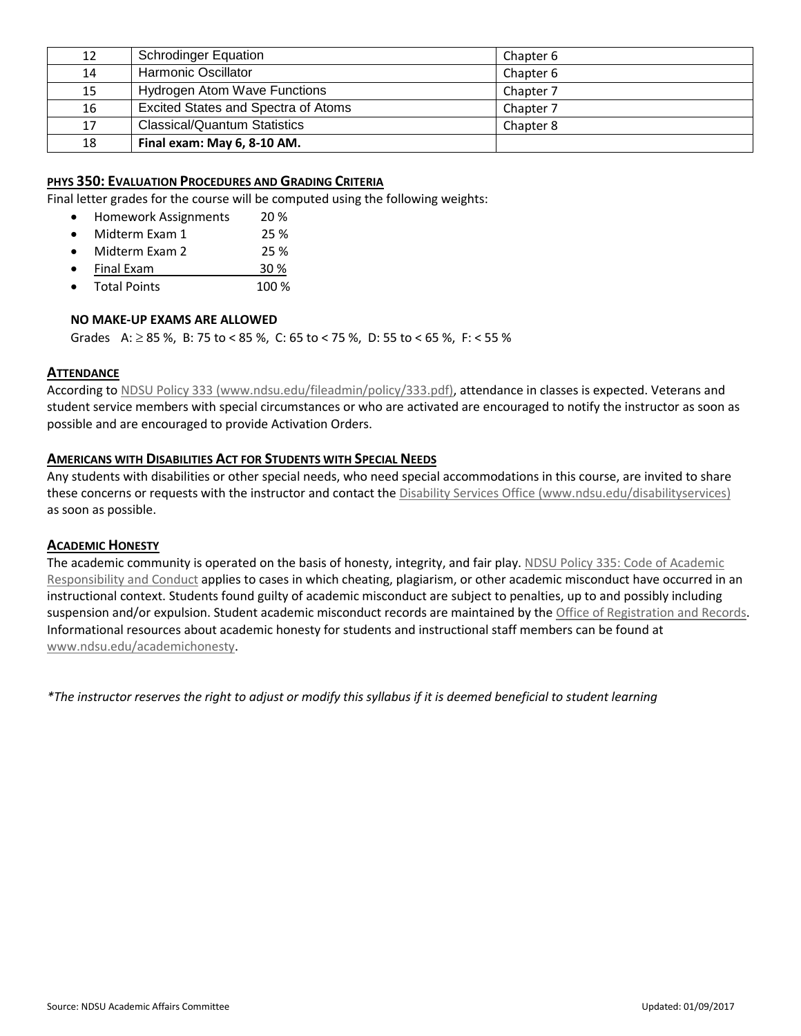| | | |
|---|---|---|
| 12 | Schrodinger Equation | Chapter 6 |
| 14 | Harmonic Oscillator | Chapter 6 |
| 15 | Hydrogen Atom Wave Functions | Chapter 7 |
| 16 | Excited States and Spectra of Atoms | Chapter 7 |
| 17 | Classical/Quantum Statistics | Chapter 8 |
| 18 | **Final exam: May 6, 8-10 AM.** | |

## PHYS 350: EVALUATION PROCEDURES AND GRADING CRITERIA

Final letter grades for the course will be computed using the following weights:

- Homework Assignments 20 %
- Midterm Exam 1 25 %
- Midterm Exam 2 25 %
- Final Exam 30 %
- Total Points 100 %

**NO MAKE-UP EXAMS ARE ALLOWED**

Grades A: $\geq$ 85 %, B: 75 to < 85 %, C: 65 to < 75 %, D: 55 to < 65 %, F: < 55 %

## ATTENDANCE

According to NDSU Policy 333 (www.ndsu.edu/fileadmin/policy/333.pdf), attendance in classes is expected. Veterans and student service members with special circumstances or who are activated are encouraged to notify the instructor as soon as possible and are encouraged to provide Activation Orders.

## AMERICANS WITH DISABILITIES ACT FOR STUDENTS WITH SPECIAL NEEDS

Any students with disabilities or other special needs, who need special accommodations in this course, are invited to share these concerns or requests with the instructor and contact the Disability Services Office (www.ndsu.edu/disabilityservices) as soon as possible.

## ACADEMIC HONESTY

The academic community is operated on the basis of honesty, integrity, and fair play. NDSU Policy 335: Code of Academic Responsibility and Conduct applies to cases in which cheating, plagiarism, or other academic misconduct have occurred in an instructional context. Students found guilty of academic misconduct are subject to penalties, up to and possibly including suspension and/or expulsion. Student academic misconduct records are maintained by the Office of Registration and Records. Informational resources about academic honesty for students and instructional staff members can be found at www.ndsu.edu/academichonesty.

*\*The instructor reserves the right to adjust or modify this syllabus if it is deemed beneficial to student learning*

Source: NDSU Academic Affairs Committee Updated: 01/09/2017